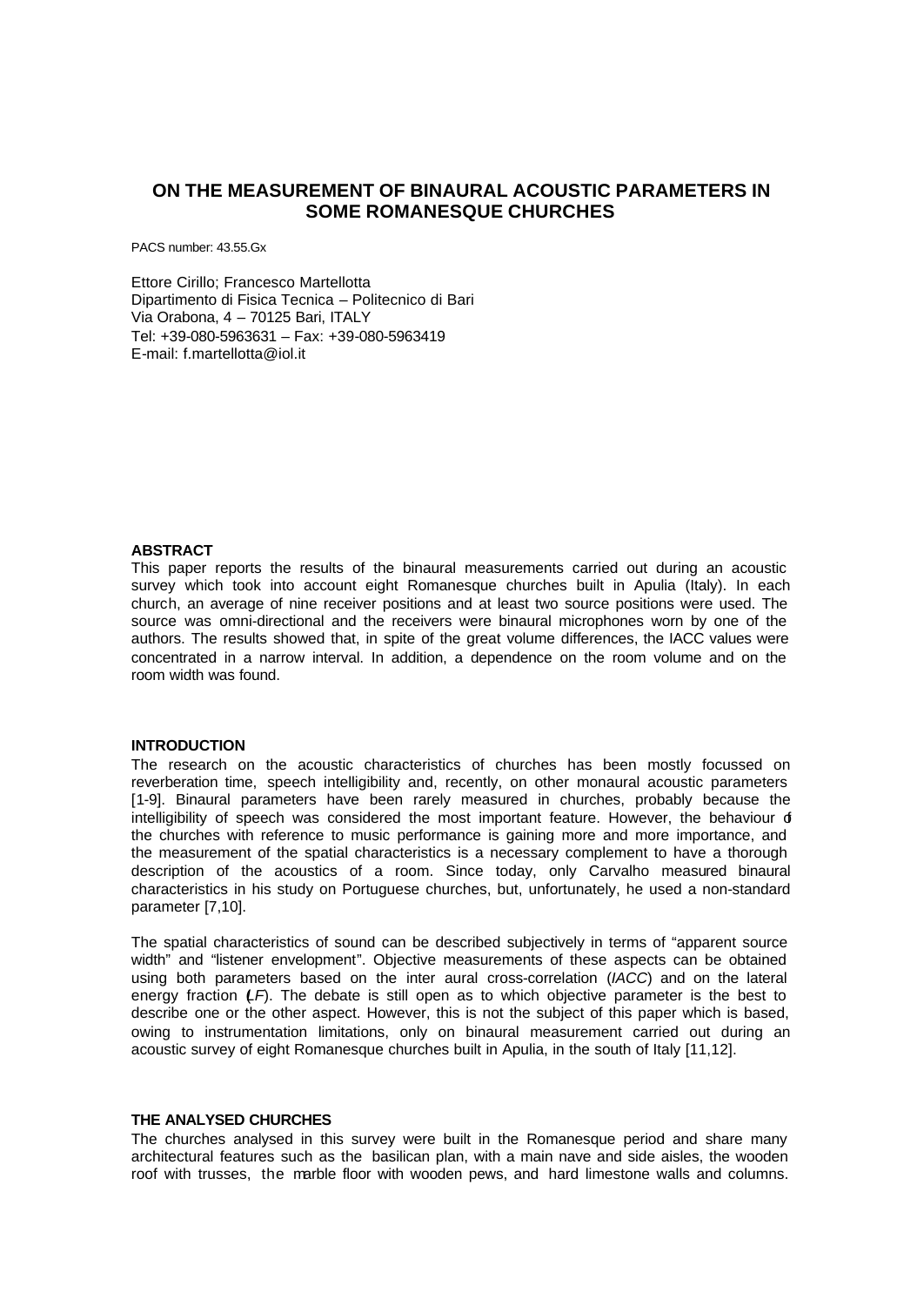# ON THE MEASUREMENT OF BINAURAL ACOUSTIC PARAMETERS IN SOME ROMANESQUE CHURCHES

PACS number: 43.55.Gx

Ettore Cirillo; Francesco Martellotta
Dipartimento di Fisica Tecnica – Politecnico di Bari
Via Orabona, 4 – 70125 Bari, ITALY
Tel: +39-080-5963631 – Fax: +39-080-5963419
E-mail: f.martellotta@iol.it

## ABSTRACT

This paper reports the results of the binaural measurements carried out during an acoustic survey which took into account eight Romanesque churches built in Apulia (Italy). In each church, an average of nine receiver positions and at least two source positions were used. The source was omni-directional and the receivers were binaural microphones worn by one of the authors. The results showed that, in spite of the great volume differences, the IACC values were concentrated in a narrow interval. In addition, a dependence on the room volume and on the room width was found.

## INTRODUCTION

The research on the acoustic characteristics of churches has been mostly focussed on reverberation time, speech intelligibility and, recently, on other monaural acoustic parameters [1-9]. Binaural parameters have been rarely measured in churches, probably because the intelligibility of speech was considered the most important feature. However, the behaviour of the churches with reference to music performance is gaining more and more importance, and the measurement of the spatial characteristics is a necessary complement to have a thorough description of the acoustics of a room. Since today, only Carvalho measured binaural characteristics in his study on Portuguese churches, but, unfortunately, he used a non-standard parameter [7,10].

The spatial characteristics of sound can be described subjectively in terms of "apparent source width" and "listener envelopment". Objective measurements of these aspects can be obtained using both parameters based on the inter aural cross-correlation (*IACC*) and on the lateral energy fraction (*LF*). The debate is still open as to which objective parameter is the best to describe one or the other aspect. However, this is not the subject of this paper which is based, owing to instrumentation limitations, only on binaural measurement carried out during an acoustic survey of eight Romanesque churches built in Apulia, in the south of Italy [11,12].

## THE ANALYSED CHURCHES

The churches analysed in this survey were built in the Romanesque period and share many architectural features such as the basilican plan, with a main nave and side aisles, the wooden roof with trusses, the marble floor with wooden pews, and hard limestone walls and columns.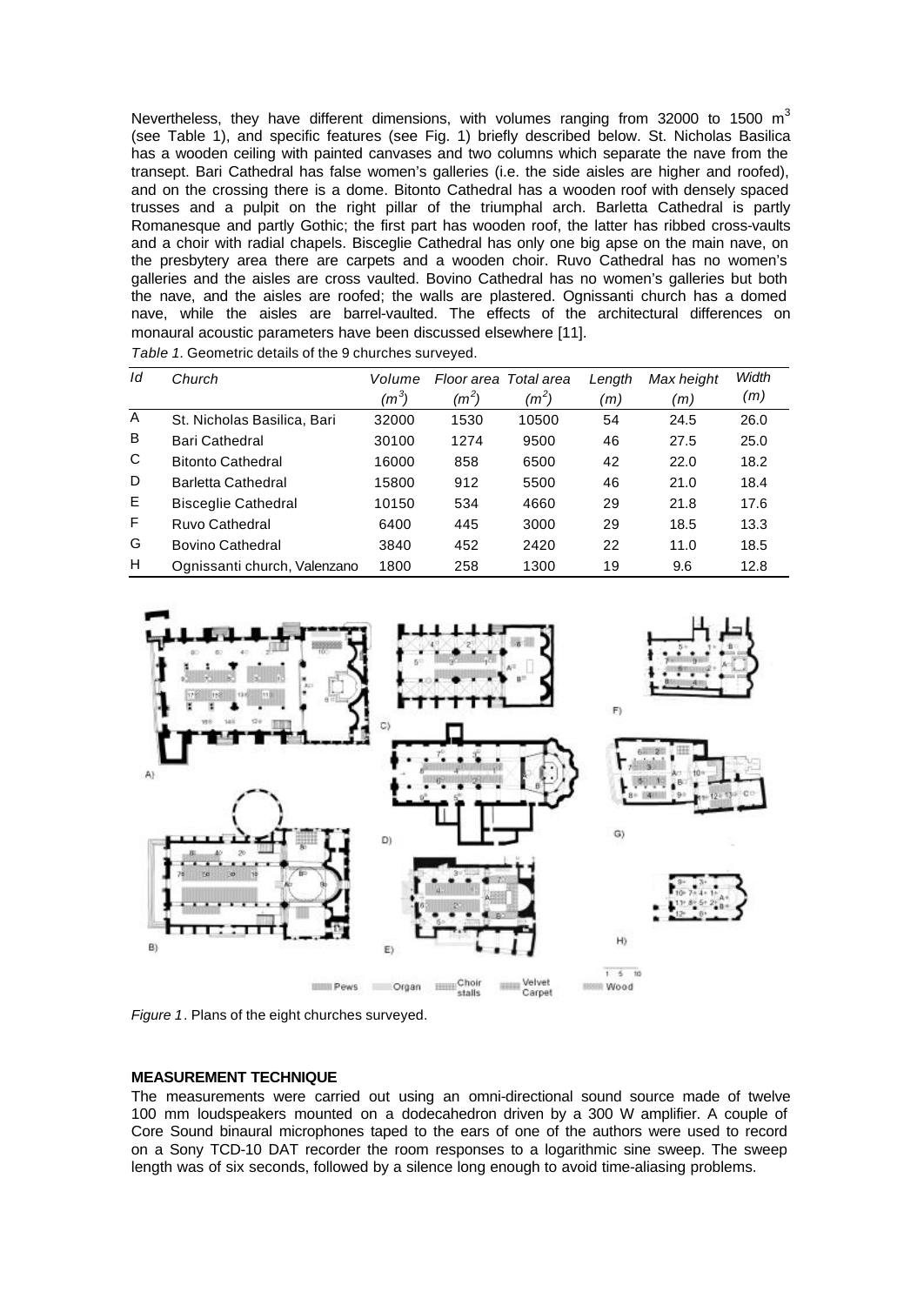Nevertheless, they have different dimensions, with volumes ranging from 32000 to 1500 $m^3$ (see Table 1), and specific features (see Fig. 1) briefly described below. St. Nicholas Basilica has a wooden ceiling with painted canvases and two columns which separate the nave from the transept. Bari Cathedral has false women's galleries (i.e. the side aisles are higher and roofed), and on the crossing there is a dome. Bitonto Cathedral has a wooden roof with densely spaced trusses and a pulpit on the right pillar of the triumphal arch. Barletta Cathedral is partly Romanesque and partly Gothic; the first part has wooden roof, the latter has ribbed cross-vaults and a choir with radial chapels. Bisceglie Cathedral has only one big apse on the main nave, on the presbytery area there are carpets and a wooden choir. Ruvo Cathedral has no women's galleries and the aisles are cross vaulted. Bovino Cathedral has no women's galleries but both the nave, and the aisles are roofed; the walls are plastered. Ognissanti church has a domed nave, while the aisles are barrel-vaulted. The effects of the architectural differences on monaural acoustic parameters have been discussed elsewhere [11].

*Table 1*. Geometric details of the 9 churches surveyed.

| *Id* | *Church* | *Volume* ($m^3$) | *Floor area* ($m^2$) | *Total area* ($m^2$) | *Length* (m) | *Max height* (m) | *Width* (m) |
|---|---|---|---|---|---|---|---|
| A | St. Nicholas Basilica, Bari | 32000 | 1530 | 10500 | 54 | 24.5 | 26.0 |
| B | Bari Cathedral | 30100 | 1274 | 9500 | 46 | 27.5 | 25.0 |
| C | Bitonto Cathedral | 16000 | 858 | 6500 | 42 | 22.0 | 18.2 |
| D | Barletta Cathedral | 15800 | 912 | 5500 | 46 | 21.0 | 18.4 |
| E | Bisceglie Cathedral | 10150 | 534 | 4660 | 29 | 21.8 | 17.6 |
| F | Ruvo Cathedral | 6400 | 445 | 3000 | 29 | 18.5 | 13.3 |
| G | Bovino Cathedral | 3840 | 452 | 2420 | 22 | 11.0 | 18.5 |
| H | Ognissanti church, Valenzano | 1800 | 258 | 1300 | 19 | 9.6 | 12.8 |

*Figure 1*. Plans of the eight churches surveyed.

## MEASUREMENT TECHNIQUE

The measurements were carried out using an omni-directional sound source made of twelve 100 mm loudspeakers mounted on a dodecahedron driven by a 300 W amplifier. A couple of Core Sound binaural microphones taped to the ears of one of the authors were used to record on a Sony TCD-10 DAT recorder the room responses to a logarithmic sine sweep. The sweep length was of six seconds, followed by a silence long enough to avoid time-aliasing problems.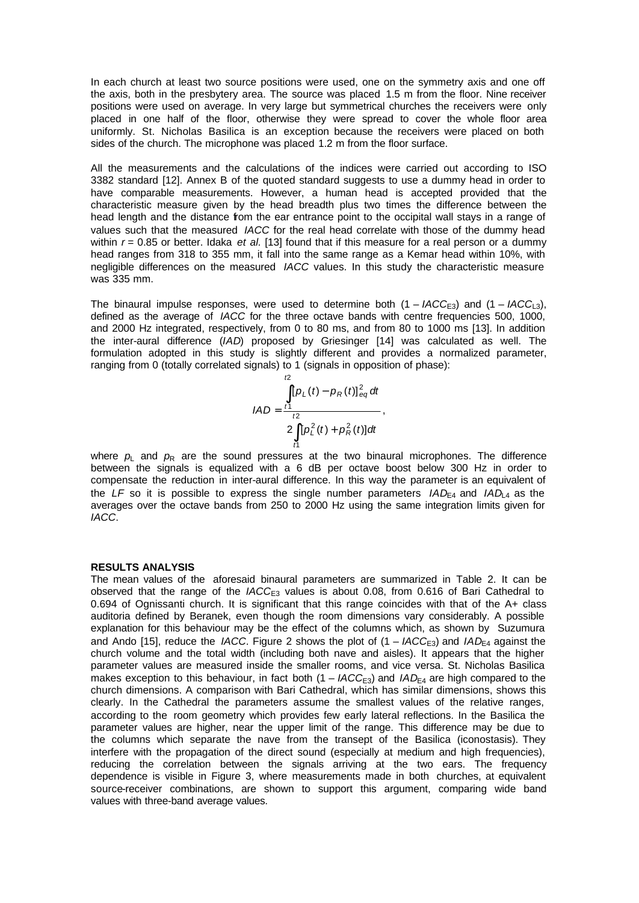In each church at least two source positions were used, one on the symmetry axis and one off the axis, both in the presbytery area. The source was placed 1.5 m from the floor. Nine receiver positions were used on average. In very large but symmetrical churches the receivers were only placed in one half of the floor, otherwise they were spread to cover the whole floor area uniformly. St. Nicholas Basilica is an exception because the receivers were placed on both sides of the church. The microphone was placed 1.2 m from the floor surface.

All the measurements and the calculations of the indices were carried out according to ISO 3382 standard [12]. Annex B of the quoted standard suggests to use a dummy head in order to have comparable measurements. However, a human head is accepted provided that the characteristic measure given by the head breadth plus two times the difference between the head length and the distance from the ear entrance point to the occipital wall stays in a range of values such that the measured *IACC* for the real head correlate with those of the dummy head within $r = 0.85$ or better. Idaka *et al.* [13] found that if this measure for a real person or a dummy head ranges from 318 to 355 mm, it fall into the same range as a Kemar head within 10%, with negligible differences on the measured *IACC* values. In this study the characteristic measure was 335 mm.

The binaural impulse responses, were used to determine both $(1 - IACC_{E3})$ and $(1 - IACC_{L3})$, defined as the average of *IACC* for the three octave bands with centre frequencies 500, 1000, and 2000 Hz integrated, respectively, from 0 to 80 ms, and from 80 to 1000 ms [13]. In addition the inter-aural difference (*IAD*) proposed by Griesinger [14] was calculated as well. The formulation adopted in this study is slightly different and provides a normalized parameter, ranging from 0 (totally correlated signals) to 1 (signals in opposition of phase):

$$IAD = \frac{\int_{t1}^{t2} [p_L(t) - p_R(t)]_{eq}^2 \, dt}{2\int_{t1}^{t2} [p_L^2(t) + p_R^2(t)] dt},$$

where $p_L$ and $p_R$ are the sound pressures at the two binaural microphones. The difference between the signals is equalized with a 6 dB per octave boost below 300 Hz in order to compensate the reduction in inter-aural difference. In this way the parameter is an equivalent of the *LF* so it is possible to express the single number parameters $IAD_{E4}$ and $IAD_{L4}$ as the averages over the octave bands from 250 to 2000 Hz using the same integration limits given for *IACC*.

**RESULTS ANALYSIS**

The mean values of the aforesaid binaural parameters are summarized in Table 2. It can be observed that the range of the $IACC_{E3}$ values is about 0.08, from 0.616 of Bari Cathedral to 0.694 of Ognissanti church. It is significant that this range coincides with that of the A+ class auditoria defined by Beranek, even though the room dimensions vary considerably. A possible explanation for this behaviour may be the effect of the columns which, as shown by Suzumura and Ando [15], reduce the *IACC*. Figure 2 shows the plot of $(1 - IACC_{E3})$ and $IAD_{E4}$ against the church volume and the total width (including both nave and aisles). It appears that the higher parameter values are measured inside the smaller rooms, and vice versa. St. Nicholas Basilica makes exception to this behaviour, in fact both $(1 - IACC_{E3})$ and $IAD_{E4}$ are high compared to the church dimensions. A comparison with Bari Cathedral, which has similar dimensions, shows this clearly. In the Cathedral the parameters assume the smallest values of the relative ranges, according to the room geometry which provides few early lateral reflections. In the Basilica the parameter values are higher, near the upper limit of the range. This difference may be due to the columns which separate the nave from the transept of the Basilica (iconostasis). They interfere with the propagation of the direct sound (especially at medium and high frequencies), reducing the correlation between the signals arriving at the two ears. The frequency dependence is visible in Figure 3, where measurements made in both churches, at equivalent source-receiver combinations, are shown to support this argument, comparing wide band values with three-band average values.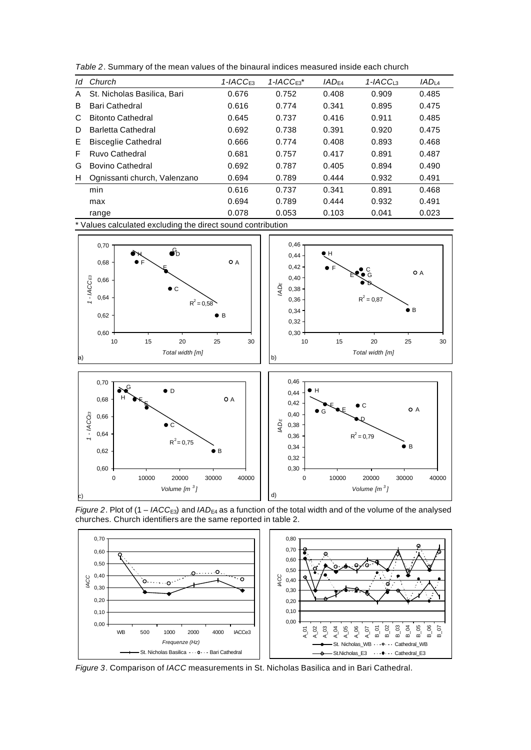*Table 2*. Summary of the mean values of the binaural indices measured inside each church

| Id | Church | $1\text{-}IACC_{E3}$ | $1\text{-}IACC_{E3}$* | $IAD_{E4}$ | $1\text{-}IACC_{L3}$ | $IAD_{L4}$ |
|---|---|---|---|---|---|---|
| A | St. Nicholas Basilica, Bari | 0.676 | 0.752 | 0.408 | 0.909 | 0.485 |
| B | Bari Cathedral | 0.616 | 0.774 | 0.341 | 0.895 | 0.475 |
| C | Bitonto Cathedral | 0.645 | 0.737 | 0.416 | 0.911 | 0.485 |
| D | Barletta Cathedral | 0.692 | 0.738 | 0.391 | 0.920 | 0.475 |
| E | Bisceglie Cathedral | 0.666 | 0.774 | 0.408 | 0.893 | 0.468 |
| F | Ruvo Cathedral | 0.681 | 0.757 | 0.417 | 0.891 | 0.487 |
| G | Bovino Cathedral | 0.692 | 0.787 | 0.405 | 0.894 | 0.490 |
| H | Ognissanti church, Valenzano | 0.694 | 0.789 | 0.444 | 0.932 | 0.491 |
| | min | 0.616 | 0.737 | 0.341 | 0.891 | 0.468 |
| | max | 0.694 | 0.789 | 0.444 | 0.932 | 0.491 |
| | range | 0.078 | 0.053 | 0.103 | 0.041 | 0.023 |

\* Values calculated excluding the direct sound contribution

*Figure 2*. Plot of $(1 - IACC_{E3})$ and $IAD_{E4}$ as a function of the total width and of the volume of the analysed churches. Church identifiers are the same reported in table 2.

*Figure 3*. Comparison of *IACC* measurements in St. Nicholas Basilica and in Bari Cathedral.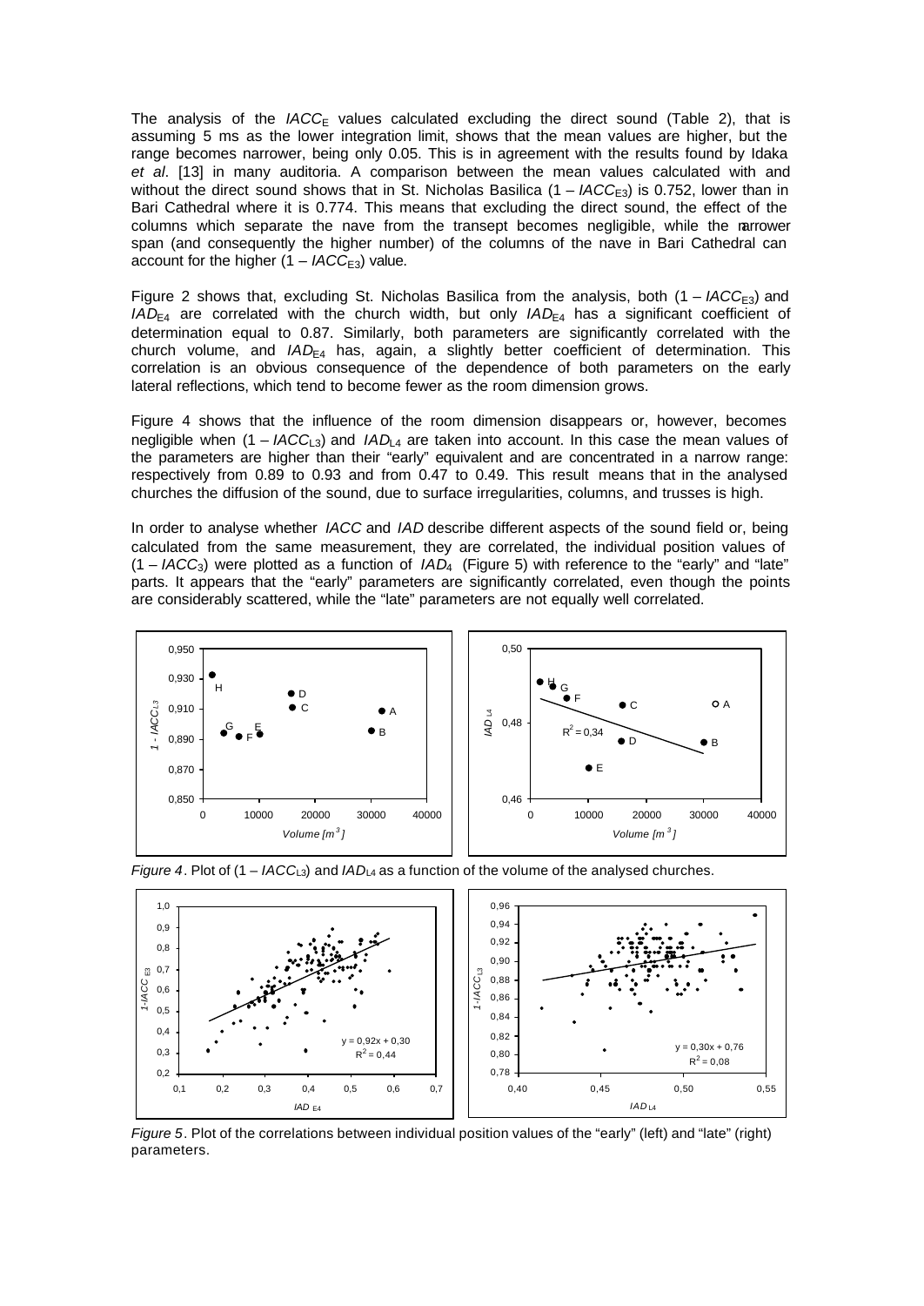The analysis of the $IACC_E$ values calculated excluding the direct sound (Table 2), that is assuming 5 ms as the lower integration limit, shows that the mean values are higher, but the range becomes narrower, being only 0.05. This is in agreement with the results found by Idaka *et al*. [13] in many auditoria. A comparison between the mean values calculated with and without the direct sound shows that in St. Nicholas Basilica $(1 – IACC_{E3})$ is 0.752, lower than in Bari Cathedral where it is 0.774. This means that excluding the direct sound, the effect of the columns which separate the nave from the transept becomes negligible, while the narrower span (and consequently the higher number) of the columns of the nave in Bari Cathedral can account for the higher $(1 – IACC_{E3})$ value.

Figure 2 shows that, excluding St. Nicholas Basilica from the analysis, both $(1 – IACC_{E3})$ and $IAD_{E4}$ are correlated with the church width, but only $IAD_{E4}$ has a significant coefficient of determination equal to 0.87. Similarly, both parameters are significantly correlated with the church volume, and $IAD_{E4}$ has, again, a slightly better coefficient of determination. This correlation is an obvious consequence of the dependence of both parameters on the early lateral reflections, which tend to become fewer as the room dimension grows.

Figure 4 shows that the influence of the room dimension disappears or, however, becomes negligible when $(1 – IACC_{L3})$ and $IAD_{L4}$ are taken into account. In this case the mean values of the parameters are higher than their "early" equivalent and are concentrated in a narrow range: respectively from 0.89 to 0.93 and from 0.47 to 0.49. This result means that in the analysed churches the diffusion of the sound, due to surface irregularities, columns, and trusses is high.

In order to analyse whether *IACC* and *IAD* describe different aspects of the sound field or, being calculated from the same measurement, they are correlated, the individual position values of $(1 – IACC_3)$ were plotted as a function of $IAD_4$ (Figure 5) with reference to the "early" and "late" parts. It appears that the "early" parameters are significantly correlated, even though the points are considerably scattered, while the "late" parameters are not equally well correlated.

*Figure 4*. Plot of $(1 – IACC_{L3})$ and $IAD_{L4}$ as a function of the volume of the analysed churches.

*Figure 5*. Plot of the correlations between individual position values of the "early" (left) and "late" (right) parameters.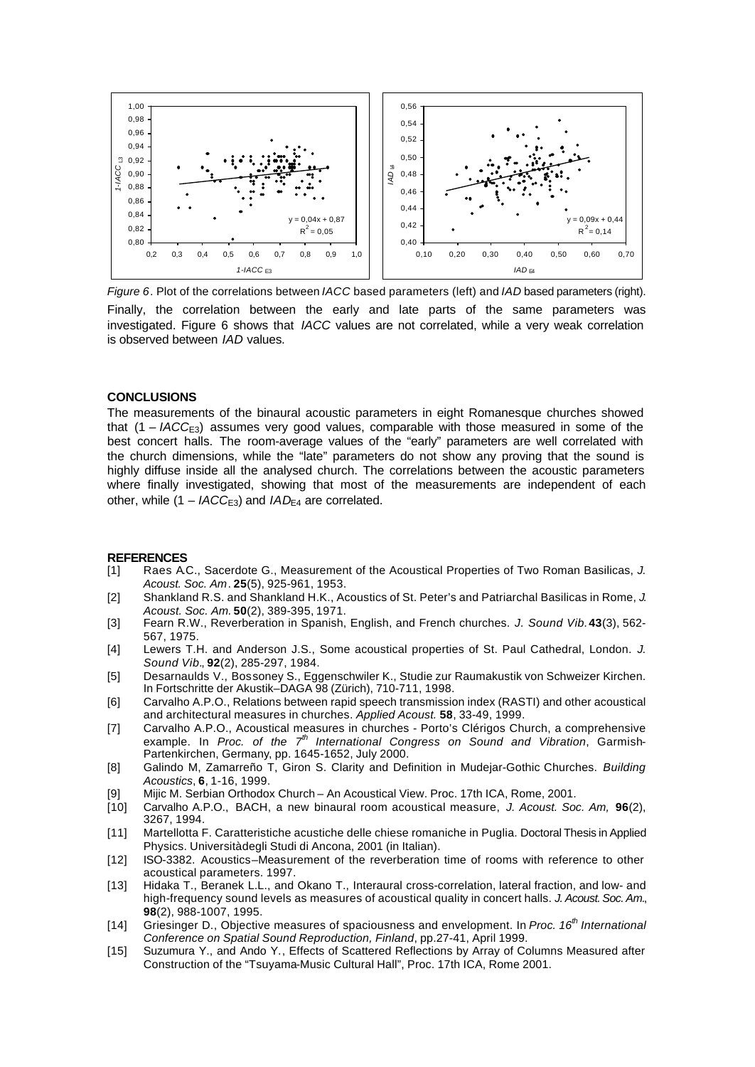1,00
0,98
0,96
0,94
0,92
0,90
0,88
0,86
0,84
0,82
0,80

0,2 0,3 0,4 0,5 0,6 0,7 0,8 0,9 1,0

$1\text{-}IACC_{E3}$

$y = 0{,}04x + 0{,}87$
$R^2 = 0{,}05$

0,56
0,54
0,52
0,50
0,48
0,46
0,44
0,42
0,40

0,10 0,20 0,30 0,40 0,50 0,60 0,70

$IAD_{E4}$

$y = 0{,}09x + 0{,}44$
$R^2 = 0{,}14$

*Figure 6*. Plot of the correlations between *IACC* based parameters (left) and *IAD* based parameters (right).

Finally, the correlation between the early and late parts of the same parameters was investigated. Figure 6 shows that *IACC* values are not correlated, while a very weak correlation is observed between *IAD* values.

## CONCLUSIONS

The measurements of the binaural acoustic parameters in eight Romanesque churches showed that $(1 - IACC_{E3})$ assumes very good values, comparable with those measured in some of the best concert halls. The room-average values of the "early" parameters are well correlated with the church dimensions, while the "late" parameters do not show any proving that the sound is highly diffuse inside all the analysed church. The correlations between the acoustic parameters where finally investigated, showing that most of the measurements are independent of each other, while $(1 - IACC_{E3})$ and $IAD_{E4}$ are correlated.

## REFERENCES

[1] Raes A.C., Sacerdote G., Measurement of the Acoustical Properties of Two Roman Basilicas, *J. Acoust. Soc. Am*. **25**(5), 925-961, 1953.

[2] Shankland R.S. and Shankland H.K., Acoustics of St. Peter's and Patriarchal Basilicas in Rome, *J. Acoust. Soc. Am.* **50**(2), 389-395, 1971.

[3] Fearn R.W., Reverberation in Spanish, English, and French churches. *J. Sound Vib.* **43**(3), 562-567, 1975.

[4] Lewers T.H. and Anderson J.S., Some acoustical properties of St. Paul Cathedral, London. *J. Sound Vib*., **92**(2), 285-297, 1984.

[5] Desarnaulds V., Bossoney S., Eggenschwiler K., Studie zur Raumakustik von Schweizer Kirchen. In Fortschritte der Akustik–DAGA 98 (Zürich), 710-711, 1998.

[6] Carvalho A.P.O., Relations between rapid speech transmission index (RASTI) and other acoustical and architectural measures in churches. *Applied Acoust.* **58**, 33-49, 1999.

[7] Carvalho A.P.O., Acoustical measures in churches - Porto's Clérigos Church, a comprehensive example. In *Proc. of the 7th International Congress on Sound and Vibration*, Garmish-Partenkirchen, Germany, pp. 1645-1652, July 2000.

[8] Galindo M, Zamarreño T, Giron S. Clarity and Definition in Mudejar-Gothic Churches. *Building Acoustics*, **6**, 1-16, 1999.

[9] Mijic M. Serbian Orthodox Church – An Acoustical View. Proc. 17th ICA, Rome, 2001.

[10] Carvalho A.P.O., BACH, a new binaural room acoustical measure, *J. Acoust. Soc. Am,* **96**(2), 3267, 1994.

[11] Martellotta F. Caratteristiche acustiche delle chiese romaniche in Puglia. Doctoral Thesis in Applied Physics. Universitàdegli Studi di Ancona, 2001 (in Italian).

[12] ISO-3382. Acoustics–Measurement of the reverberation time of rooms with reference to other acoustical parameters. 1997.

[13] Hidaka T., Beranek L.L., and Okano T., Interaural cross-correlation, lateral fraction, and low- and high-frequency sound levels as measures of acoustical quality in concert halls. *J. Acoust. Soc. Am*., **98**(2), 988-1007, 1995.

[14] Griesinger D., Objective measures of spaciousness and envelopment. In *Proc. 16th International Conference on Spatial Sound Reproduction, Finland*, pp.27-41, April 1999.

[15] Suzumura Y., and Ando Y., Effects of Scattered Reflections by Array of Columns Measured after Construction of the "Tsuyama-Music Cultural Hall", Proc. 17th ICA, Rome 2001.